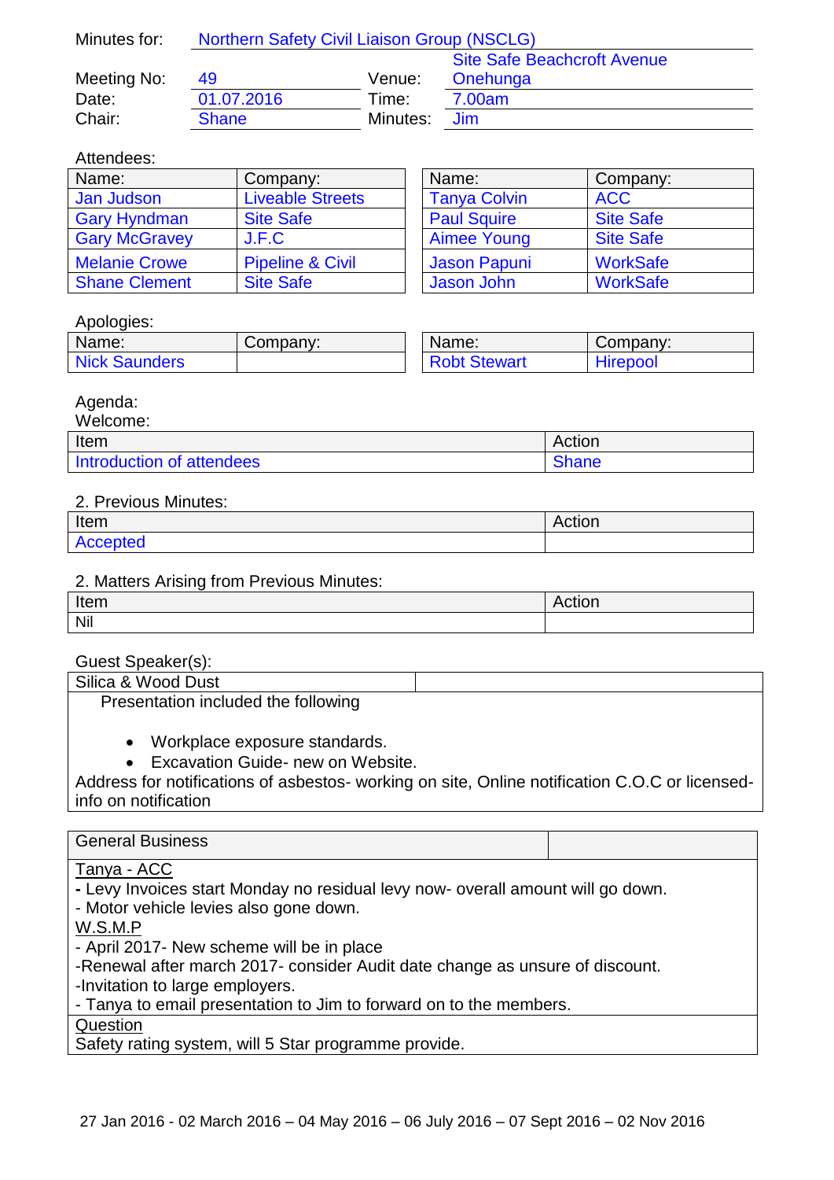| Minutes for: | Northern Safety Civil Liaison Group (NSCLG) | | |
|---|---|---|---|
| Meeting No: | 49 | Venue: | Site Safe Beachcroft Avenue Onehunga |
| Date: | 01.07.2016 | Time: | 7.00am |
| Chair: | Shane | Minutes: | Jim |

Attendees:

| Name: | Company: | Name: | Company: |
|---|---|---|---|
| Jan Judson | Liveable Streets | Tanya Colvin | ACC |
| Gary Hyndman | Site Safe | Paul Squire | Site Safe |
| Gary McGravey | J.F.C | Aimee Young | Site Safe |
| Melanie Crowe | Pipeline & Civil | Jason Papuni | WorkSafe |
| Shane Clement | Site Safe | Jason John | WorkSafe |

Apologies:

| Name: | Company: | Name: | Company: |
|---|---|---|---|
| Nick Saunders | | Robt Stewart | Hirepool |

Agenda:

Welcome:

| Item | Action |
|---|---|
| Introduction of attendees | Shane |

2. Previous Minutes:

| Item | Action |
|---|---|
| Accepted | |

2. Matters Arising from Previous Minutes:

| Item | Action |
|---|---|
| Nil | |

Guest Speaker(s):

**Silica & Wood Dust**

Presentation included the following

- Workplace exposure standards.
- Excavation Guide- new on Website.

Address for notifications of asbestos- working on site, Online notification C.O.C or licensed- info on notification

**General Business**

Tanya - ACC

- Levy Invoices start Monday no residual levy now- overall amount will go down.
- Motor vehicle levies also gone down.

W.S.M.P

- April 2017- New scheme will be in place
- Renewal after march 2017- consider Audit date change as unsure of discount.
- Invitation to large employers.
- Tanya to email presentation to Jim to forward on to the members.

Question

Safety rating system, will 5 Star programme provide.

27 Jan 2016 - 02 March 2016 – 04 May 2016 – 06 July 2016 – 07 Sept 2016 – 02 Nov 2016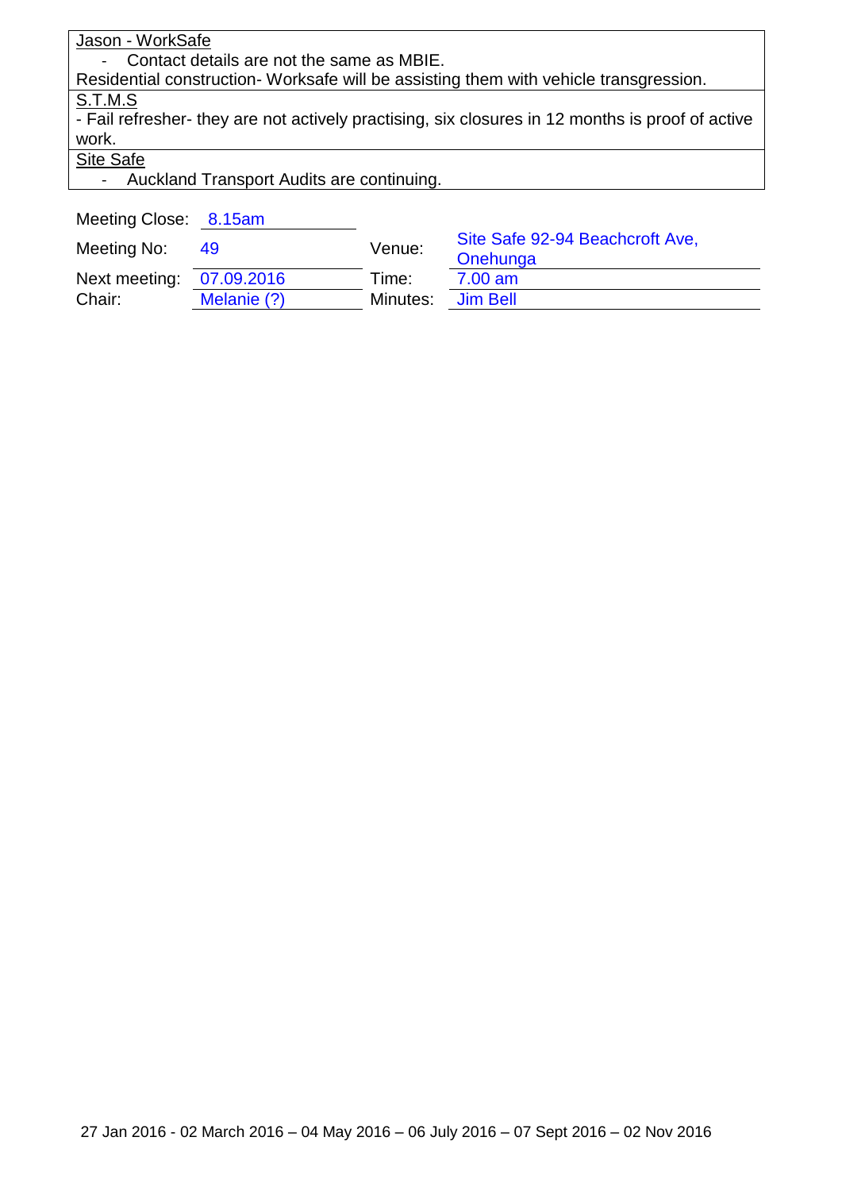<u>Jason - WorkSafe</u>

- Contact details are not the same as MBIE.

Residential construction- Worksafe will be assisting them with vehicle transgression.

<u>S.T.M.S</u>

- Fail refresher- they are not actively practising, six closures in 12 months is proof of active work.

<u>Site Safe</u>

- Auckland Transport Audits are continuing.

Meeting Close: 8.15am

| | | | |
|---|---|---|---|
| Meeting No: | 49 | Venue: | Site Safe 92-94 Beachcroft Ave, Onehunga |
| Next meeting: | 07.09.2016 | Time: | 7.00 am |
| Chair: | Melanie (?) | Minutes: | Jim Bell |

27 Jan 2016 - 02 March 2016 – 04 May 2016 – 06 July 2016 – 07 Sept 2016 – 02 Nov 2016